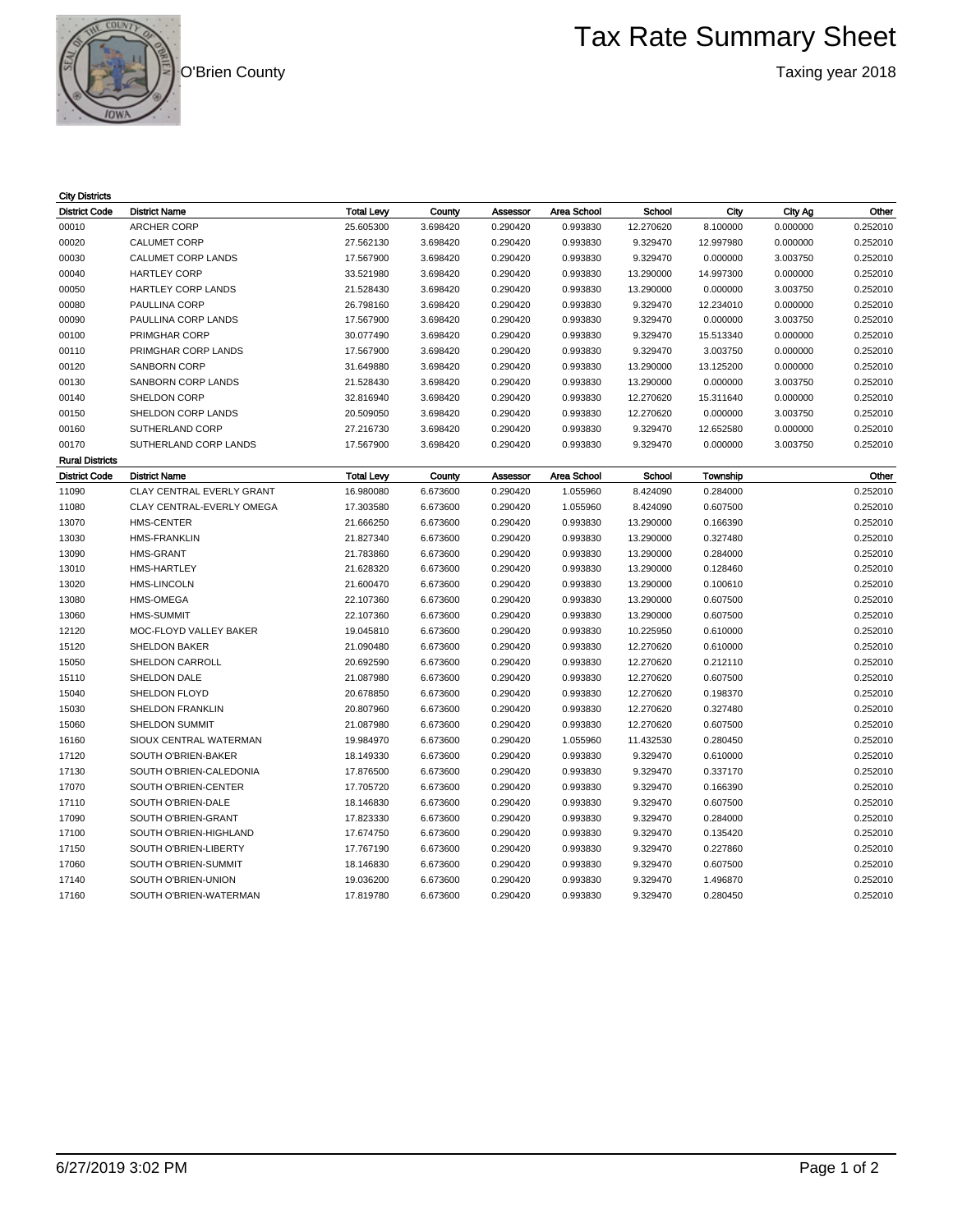# Tax Rate Summary Sheet

O'Brien County

Taxing year 2018

**City Districts**

| District Code | District Name | Total Levy | County | Assessor | Area School | School | City | City Ag | Other |
|---|---|---|---|---|---|---|---|---|---|
| 00010 | ARCHER CORP | 25.605300 | 3.698420 | 0.290420 | 0.993830 | 12.270620 | 8.100000 | 0.000000 | 0.252010 |
| 00020 | CALUMET CORP | 27.562130 | 3.698420 | 0.290420 | 0.993830 | 9.329470 | 12.997980 | 0.000000 | 0.252010 |
| 00030 | CALUMET CORP LANDS | 17.567900 | 3.698420 | 0.290420 | 0.993830 | 9.329470 | 0.000000 | 3.003750 | 0.252010 |
| 00040 | HARTLEY CORP | 33.521980 | 3.698420 | 0.290420 | 0.993830 | 13.290000 | 14.997300 | 0.000000 | 0.252010 |
| 00050 | HARTLEY CORP LANDS | 21.528430 | 3.698420 | 0.290420 | 0.993830 | 13.290000 | 0.000000 | 3.003750 | 0.252010 |
| 00080 | PAULLINA CORP | 26.798160 | 3.698420 | 0.290420 | 0.993830 | 9.329470 | 12.234010 | 0.000000 | 0.252010 |
| 00090 | PAULLINA CORP LANDS | 17.567900 | 3.698420 | 0.290420 | 0.993830 | 9.329470 | 0.000000 | 3.003750 | 0.252010 |
| 00100 | PRIMGHAR CORP | 30.077490 | 3.698420 | 0.290420 | 0.993830 | 9.329470 | 15.513340 | 0.000000 | 0.252010 |
| 00110 | PRIMGHAR CORP LANDS | 17.567900 | 3.698420 | 0.290420 | 0.993830 | 9.329470 | 3.003750 | 0.000000 | 0.252010 |
| 00120 | SANBORN CORP | 31.649880 | 3.698420 | 0.290420 | 0.993830 | 13.290000 | 13.125200 | 0.000000 | 0.252010 |
| 00130 | SANBORN CORP LANDS | 21.528430 | 3.698420 | 0.290420 | 0.993830 | 13.290000 | 0.000000 | 3.003750 | 0.252010 |
| 00140 | SHELDON CORP | 32.816940 | 3.698420 | 0.290420 | 0.993830 | 12.270620 | 15.311640 | 0.000000 | 0.252010 |
| 00150 | SHELDON CORP LANDS | 20.509050 | 3.698420 | 0.290420 | 0.993830 | 12.270620 | 0.000000 | 3.003750 | 0.252010 |
| 00160 | SUTHERLAND CORP | 27.216730 | 3.698420 | 0.290420 | 0.993830 | 9.329470 | 12.652580 | 0.000000 | 0.252010 |
| 00170 | SUTHERLAND CORP LANDS | 17.567900 | 3.698420 | 0.290420 | 0.993830 | 9.329470 | 0.000000 | 3.003750 | 0.252010 |

**Rural Districts**

| District Code | District Name | Total Levy | County | Assessor | Area School | School | Township | Other |
|---|---|---|---|---|---|---|---|---|
| 11090 | CLAY CENTRAL EVERLY GRANT | 16.980080 | 6.673600 | 0.290420 | 1.055960 | 8.424090 | 0.284000 | 0.252010 |
| 11080 | CLAY CENTRAL-EVERLY OMEGA | 17.303580 | 6.673600 | 0.290420 | 1.055960 | 8.424090 | 0.607500 | 0.252010 |
| 13070 | HMS-CENTER | 21.666250 | 6.673600 | 0.290420 | 0.993830 | 13.290000 | 0.166390 | 0.252010 |
| 13030 | HMS-FRANKLIN | 21.827340 | 6.673600 | 0.290420 | 0.993830 | 13.290000 | 0.327480 | 0.252010 |
| 13090 | HMS-GRANT | 21.783860 | 6.673600 | 0.290420 | 0.993830 | 13.290000 | 0.284000 | 0.252010 |
| 13010 | HMS-HARTLEY | 21.628320 | 6.673600 | 0.290420 | 0.993830 | 13.290000 | 0.128460 | 0.252010 |
| 13020 | HMS-LINCOLN | 21.600470 | 6.673600 | 0.290420 | 0.993830 | 13.290000 | 0.100610 | 0.252010 |
| 13080 | HMS-OMEGA | 22.107360 | 6.673600 | 0.290420 | 0.993830 | 13.290000 | 0.607500 | 0.252010 |
| 13060 | HMS-SUMMIT | 22.107360 | 6.673600 | 0.290420 | 0.993830 | 13.290000 | 0.607500 | 0.252010 |
| 12120 | MOC-FLOYD VALLEY BAKER | 19.045810 | 6.673600 | 0.290420 | 0.993830 | 10.225950 | 0.610000 | 0.252010 |
| 15120 | SHELDON BAKER | 21.090480 | 6.673600 | 0.290420 | 0.993830 | 12.270620 | 0.610000 | 0.252010 |
| 15050 | SHELDON CARROLL | 20.692590 | 6.673600 | 0.290420 | 0.993830 | 12.270620 | 0.212110 | 0.252010 |
| 15110 | SHELDON DALE | 21.087980 | 6.673600 | 0.290420 | 0.993830 | 12.270620 | 0.607500 | 0.252010 |
| 15040 | SHELDON FLOYD | 20.678850 | 6.673600 | 0.290420 | 0.993830 | 12.270620 | 0.198370 | 0.252010 |
| 15030 | SHELDON FRANKLIN | 20.807960 | 6.673600 | 0.290420 | 0.993830 | 12.270620 | 0.327480 | 0.252010 |
| 15060 | SHELDON SUMMIT | 21.087980 | 6.673600 | 0.290420 | 0.993830 | 12.270620 | 0.607500 | 0.252010 |
| 16160 | SIOUX CENTRAL WATERMAN | 19.984970 | 6.673600 | 0.290420 | 1.055960 | 11.432530 | 0.280450 | 0.252010 |
| 17120 | SOUTH O'BRIEN-BAKER | 18.149330 | 6.673600 | 0.290420 | 0.993830 | 9.329470 | 0.610000 | 0.252010 |
| 17130 | SOUTH O'BRIEN-CALEDONIA | 17.876500 | 6.673600 | 0.290420 | 0.993830 | 9.329470 | 0.337170 | 0.252010 |
| 17070 | SOUTH O'BRIEN-CENTER | 17.705720 | 6.673600 | 0.290420 | 0.993830 | 9.329470 | 0.166390 | 0.252010 |
| 17110 | SOUTH O'BRIEN-DALE | 18.146830 | 6.673600 | 0.290420 | 0.993830 | 9.329470 | 0.607500 | 0.252010 |
| 17090 | SOUTH O'BRIEN-GRANT | 17.823330 | 6.673600 | 0.290420 | 0.993830 | 9.329470 | 0.284000 | 0.252010 |
| 17100 | SOUTH O'BRIEN-HIGHLAND | 17.674750 | 6.673600 | 0.290420 | 0.993830 | 9.329470 | 0.135420 | 0.252010 |
| 17150 | SOUTH O'BRIEN-LIBERTY | 17.767190 | 6.673600 | 0.290420 | 0.993830 | 9.329470 | 0.227860 | 0.252010 |
| 17060 | SOUTH O'BRIEN-SUMMIT | 18.146830 | 6.673600 | 0.290420 | 0.993830 | 9.329470 | 0.607500 | 0.252010 |
| 17140 | SOUTH O'BRIEN-UNION | 19.036200 | 6.673600 | 0.290420 | 0.993830 | 9.329470 | 1.496870 | 0.252010 |
| 17160 | SOUTH O'BRIEN-WATERMAN | 17.819780 | 6.673600 | 0.290420 | 0.993830 | 9.329470 | 0.280450 | 0.252010 |

6/27/2019 3:02 PM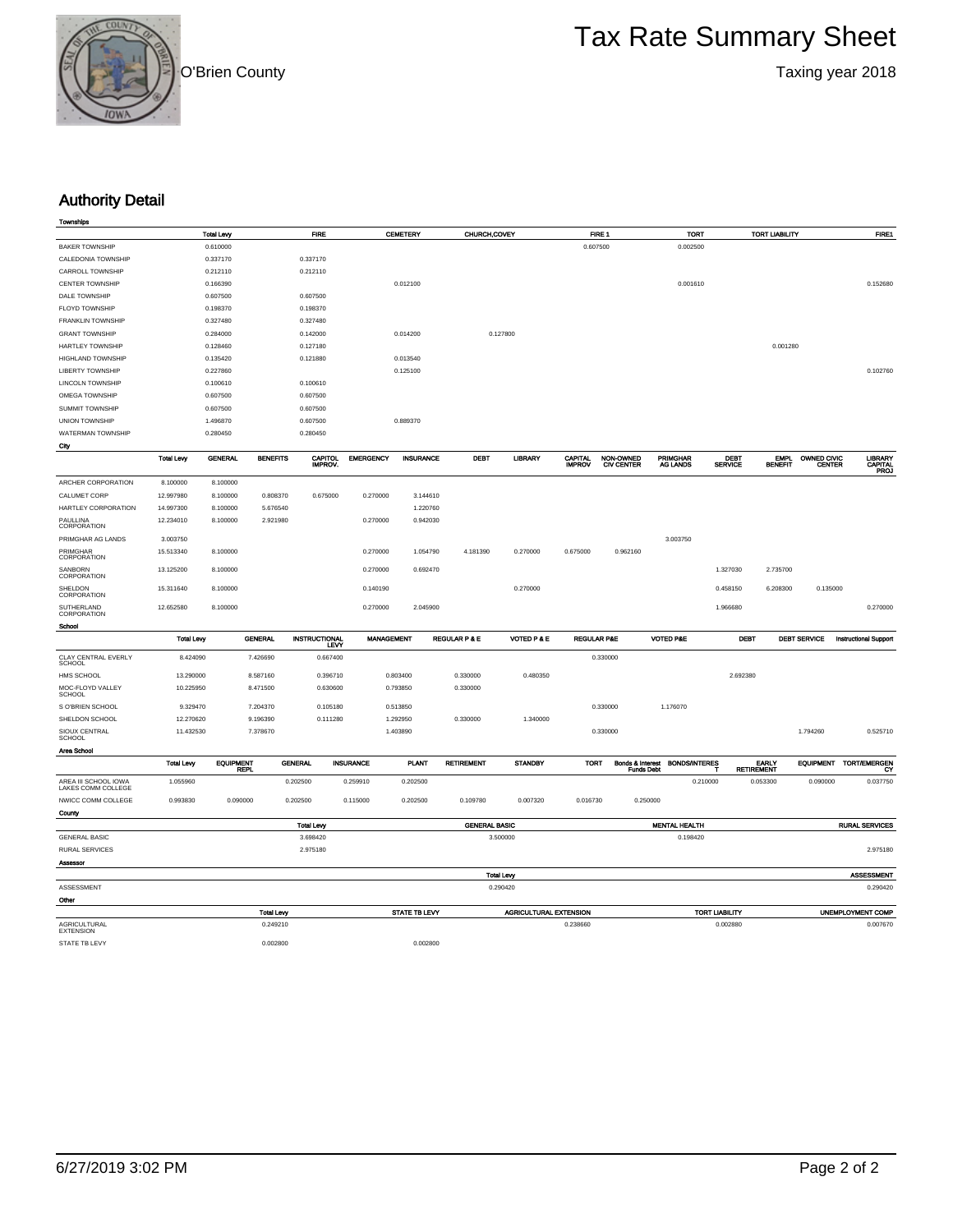# Tax Rate Summary Sheet

O'Brien County

Taxing year 2018

## Authority Detail

### Townships

| | Total Levy | FIRE | CEMETERY | CHURCH,COVEY | FIRE 1 | TORT | TORT LIABILITY | FIRE1 |
|---|---|---|---|---|---|---|---|---|
| BAKER TOWNSHIP | 0.610000 | | | | 0.607500 | 0.002500 | | |
| CALEDONIA TOWNSHIP | 0.337170 | 0.337170 | | | | | | |
| CARROLL TOWNSHIP | 0.212110 | 0.212110 | | | | | | |
| CENTER TOWNSHIP | 0.166390 | | 0.012100 | | | 0.001610 | | 0.152680 |
| DALE TOWNSHIP | 0.607500 | 0.607500 | | | | | | |
| FLOYD TOWNSHIP | 0.198370 | 0.198370 | | | | | | |
| FRANKLIN TOWNSHIP | 0.327480 | 0.327480 | | | | | | |
| GRANT TOWNSHIP | 0.284000 | 0.142000 | 0.014200 | 0.127800 | | | | |
| HARTLEY TOWNSHIP | 0.128460 | 0.127180 | | | | | 0.001280 | |
| HIGHLAND TOWNSHIP | 0.135420 | 0.121880 | 0.013540 | | | | | |
| LIBERTY TOWNSHIP | 0.227860 | | 0.125100 | | | | | 0.102760 |
| LINCOLN TOWNSHIP | 0.100610 | 0.100610 | | | | | | |
| OMEGA TOWNSHIP | 0.607500 | 0.607500 | | | | | | |
| SUMMIT TOWNSHIP | 0.607500 | 0.607500 | | | | | | |
| UNION TOWNSHIP | 1.496870 | 0.607500 | 0.889370 | | | | | |
| WATERMAN TOWNSHIP | 0.280450 | 0.280450 | | | | | | |

### City

| | Total Levy | GENERAL | BENEFITS | CAPITOL IMPROV. | EMERGENCY | INSURANCE | DEBT | LIBRARY | CAPITAL IMPROV | NON-OWNED CIV CENTER | PRIMGHAR AG LANDS | DEBT SERVICE | EMPL BENEFIT | OWNED CIVIC CENTER | LIBRARY CAPITAL PROJ |
|---|---|---|---|---|---|---|---|---|---|---|---|---|---|---|---|
| ARCHER CORPORATION | 8.100000 | 8.100000 | | | | | | | | | | | | | |
| CALUMET CORP | 12.997980 | 8.100000 | 0.808370 | 0.675000 | 0.270000 | 3.144610 | | | | | | | | | |
| HARTLEY CORPORATION | 14.997300 | 8.100000 | 5.676540 | | | 1.220760 | | | | | | | | | |
| PAULLINA CORPORATION | 12.234010 | 8.100000 | 2.921980 | | 0.270000 | 0.942030 | | | | | | | | | |
| PRIMGHAR AG LANDS | 3.003750 | | | | | | | | | | 3.003750 | | | | |
| PRIMGHAR CORPORATION | 15.513340 | 8.100000 | | | 0.270000 | 1.054790 | 4.181390 | 0.270000 | 0.675000 | 0.962160 | | | | | |
| SANBORN CORPORATION | 13.125200 | 8.100000 | | | 0.270000 | 0.692470 | | | | | | 1.327030 | 2.735700 | | |
| SHELDON CORPORATION | 15.311640 | 8.100000 | | | 0.140190 | | | 0.270000 | | | | 0.458150 | 6.208300 | 0.135000 | |
| SUTHERLAND CORPORATION | 12.652580 | 8.100000 | | | 0.270000 | 2.045900 | | | | | | 1.966680 | | | 0.270000 |

### School

| | Total Levy | GENERAL | INSTRUCTIONAL LEVY | MANAGEMENT | REGULAR P & E | VOTED P & E | REGULAR P&E | VOTED P&E | DEBT | DEBT SERVICE | Instructional Support |
|---|---|---|---|---|---|---|---|---|---|---|---|
| CLAY CENTRAL EVERLY SCHOOL | 8.424090 | 7.426690 | 0.667400 | | | | 0.330000 | | | | |
| HMS SCHOOL | 13.290000 | 8.587160 | 0.396710 | 0.803400 | 0.330000 | 0.480350 | | | 2.692380 | | |
| MOC-FLOYD VALLEY SCHOOL | 10.225950 | 8.471500 | 0.630600 | 0.793850 | 0.330000 | | | | | | |
| S O'BRIEN SCHOOL | 9.329470 | 7.204370 | 0.105180 | 0.513850 | | | 0.330000 | 1.176070 | | | |
| SHELDON SCHOOL | 12.270620 | 9.196390 | 0.111280 | 1.292950 | 0.330000 | 1.340000 | | | | | |
| SIOUX CENTRAL SCHOOL | 11.432530 | 7.378670 | | 1.403890 | | | 0.330000 | | | 1.794260 | 0.525710 |

### Area School

| | Total Levy | EQUIPMENT REPL | GENERAL | INSURANCE | PLANT | RETIREMENT | STANDBY | TORT | Bonds & Interest Funds Debt | BONDS/INTEREST | EARLY RETIREMENT | EQUIPMENT | TORT/EMERGENCY |
|---|---|---|---|---|---|---|---|---|---|---|---|---|---|
| AREA III SCHOOL IOWA LAKES COMM COLLEGE | 1.055960 | | 0.202500 | 0.259910 | 0.202500 | | | | | 0.210000 | 0.053300 | 0.090000 | 0.037750 |
| NWICC COMM COLLEGE | 0.993830 | 0.090000 | 0.202500 | 0.115000 | 0.202500 | 0.109780 | 0.007320 | 0.016730 | 0.250000 | | | | |

### County

| | Total Levy | GENERAL BASIC | MENTAL HEALTH | RURAL SERVICES |
|---|---|---|---|---|
| GENERAL BASIC | 3.698420 | 3.500000 | 0.198420 | |
| RURAL SERVICES | 2.975180 | | | 2.975180 |

### Assessor

| | Total Levy | ASSESSMENT |
|---|---|---|
| ASSESSMENT | 0.290420 | 0.290420 |

### Other

| | Total Levy | STATE TB LEVY | AGRICULTURAL EXTENSION | TORT LIABILITY | UNEMPLOYMENT COMP |
|---|---|---|---|---|---|
| AGRICULTURAL EXTENSION | 0.249210 | | 0.238660 | 0.002880 | 0.007670 |
| STATE TB LEVY | 0.002800 | 0.002800 | | | |